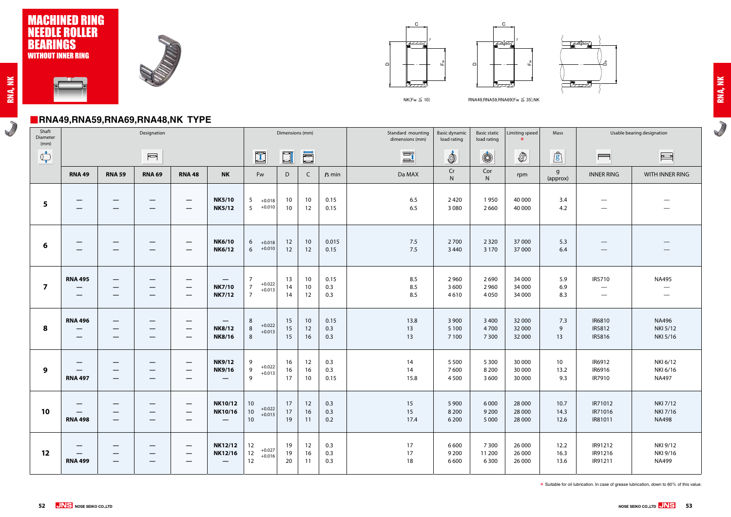# MACHINED RING NEEDLE ROLLER BEARINGS

WITHOUT INNER RING

NK(Fw ≦ 10)　　RNA49,RNA59,RNA69(Fw ≦ 35),NK

## RNA49,RNA59,RNA69,RNA48,NK TYPE

| Shaft Diameter (mm) | Designation | | | | | Dimensions (mm) | | | | | Standard mounting dimensions (mm) | Basic dynamic load rating | Basic static load rating | Limiting speed * | Mass | Usable bearing designation | |
|---|---|---|---|---|---|---|---|---|---|---|---|---|---|---|---|---|---|
| | RNA 49 | RNA 59 | RNA 69 | RNA 48 | NK | Fw | | D | C | rs min | Da MAX | Cr N | Cor N | rpm | g (approx) | INNER RING | WITH INNER RING |
| 5 | — | — | — | — | **NK5/10** | 5 | +0.018 | 10 | 10 | 0.15 | 6.5 | 2 420 | 1 950 | 40 000 | 3.4 | — | — |
| | — | — | — | — | **NK5/12** | 5 | +0.010 | 10 | 12 | 0.15 | 6.5 | 3 080 | 2 660 | 40 000 | 4.2 | — | — |
| 6 | — | — | — | — | **NK6/10** | 6 | +0.018 | 12 | 10 | 0.015 | 7.5 | 2 700 | 2 320 | 37 000 | 5.3 | — | — |
| | — | — | — | — | **NK6/12** | 6 | +0.010 | 12 | 12 | 0.15 | 7.5 | 3 440 | 3 170 | 37 000 | 6.4 | — | — |
| 7 | **RNA 495** | — | — | — | — | 7 | | 13 | 10 | 0.15 | 8.5 | 2 960 | 2 690 | 34 000 | 5.9 | IR5710 | NA495 |
| | — | — | — | — | **NK7/10** | 7 | +0.022 | 14 | 10 | 0.3 | 8.5 | 3 600 | 2 960 | 34 000 | 6.9 | — | — |
| | — | — | — | — | **NK7/12** | 7 | +0.013 | 14 | 12 | 0.3 | 8.5 | 4 610 | 4 050 | 34 000 | 8.3 | — | — |
| 8 | **RNA 496** | — | — | — | — | 8 | | 15 | 10 | 0.15 | 13.8 | 3 900 | 3 400 | 32 000 | 7.3 | IR6810 | NA496 |
| | — | — | — | — | **NK8/12** | 8 | +0.022 | 15 | 12 | 0.3 | 13 | 5 100 | 4 700 | 32 000 | 9 | IR5812 | NKI 5/12 |
| | — | — | — | — | **NK8/16** | 8 | +0.013 | 15 | 16 | 0.3 | 13 | 7 100 | 7 300 | 32 000 | 13 | IR5816 | NKI 5/16 |
| 9 | — | — | — | — | **NK9/12** | 9 | +0.022 | 16 | 12 | 0.3 | 14 | 5 500 | 5 300 | 30 000 | 10 | IR6912 | NKI 6/12 |
| | — | — | — | — | **NK9/16** | 9 | +0.013 | 16 | 16 | 0.3 | 14 | 7 600 | 8 200 | 30 000 | 13.2 | IR6916 | NKI 6/16 |
| | **RNA 497** | — | — | — | — | 9 | | 17 | 10 | 0.15 | 15.8 | 4 500 | 3 600 | 30 000 | 9.3 | IR7910 | NA497 |
| 10 | — | — | — | — | **NK10/12** | 10 | +0.022 | 17 | 12 | 0.3 | 15 | 5 900 | 6 000 | 28 000 | 10.7 | IR71012 | NKI 7/12 |
| | — | — | — | — | **NK10/16** | 10 | +0.013 | 17 | 16 | 0.3 | 15 | 8 200 | 9 200 | 28 000 | 14.3 | IR71016 | NKI 7/16 |
| | **RNA 498** | — | — | — | — | 10 | | 19 | 11 | 0.2 | 17.4 | 6 200 | 5 000 | 28 000 | 12.6 | IR81011 | NA498 |
| 12 | — | — | — | — | **NK12/12** | 12 | +0.027 | 19 | 12 | 0.3 | 17 | 6 600 | 7 300 | 26 000 | 12.2 | IR91212 | NKI 9/12 |
| | — | — | — | — | **NK12/16** | 12 | +0.016 | 19 | 16 | 0.3 | 17 | 9 200 | 11 200 | 26 000 | 16.3 | IR91216 | NKI 9/16 |
| | **RNA 499** | — | — | — | — | 12 | | 20 | 11 | 0.3 | 18 | 6 600 | 6 300 | 26 000 | 13.6 | IR91211 | NA499 |

* Suitable for oil lubrication. In case of grease lubrication, down to 60% of this value.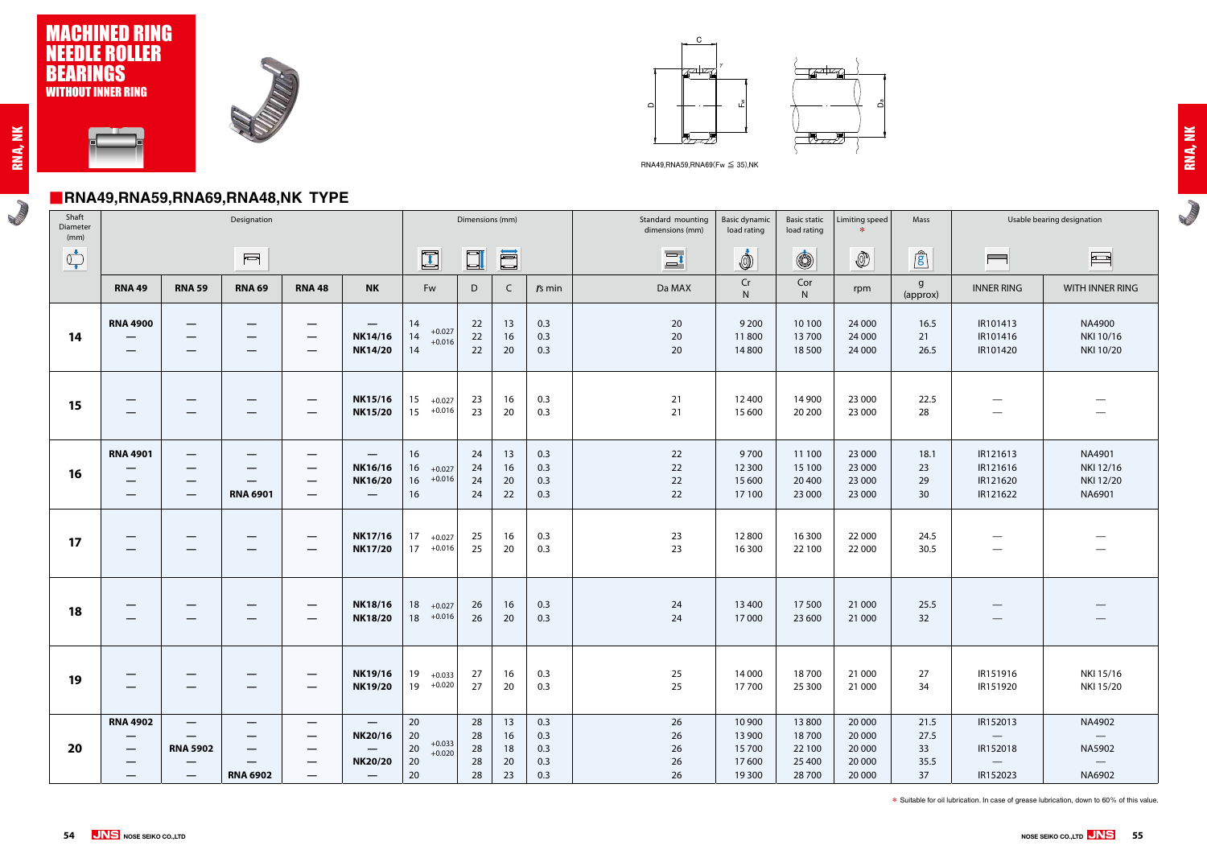# MACHINED RING NEEDLE ROLLER BEARINGS

WITHOUT INNER RING

RNA49,RNA59,RNA69(Fw ≦ 35),NK

## RNA49,RNA59,RNA69,RNA48,NK TYPE

| Shaft Diameter (mm) | Designation | | | | | Dimensions (mm) | | | | Standard mounting dimensions (mm) | Basic dynamic load rating | Basic static load rating | Limiting speed * | Mass | Usable bearing designation | |
|---|---|---|---|---|---|---|---|---|---|---|---|---|---|---|---|---|
| | RNA 49 | RNA 59 | RNA 69 | RNA 48 | NK | Fw | D | C | rs min | Da MAX | Cr N | Cor N | rpm | g (approx) | INNER RING | WITH INNER RING |
| 14 | RNA 4900 | — | — | — | — | 14 | 22 | 13 | 0.3 | 20 | 9 200 | 10 100 | 24 000 | 16.5 | IR101413 | NA4900 |
| | — | — | — | — | NK14/16 | 14 +0.027 +0.016 | 22 | 16 | 0.3 | 20 | 11 800 | 13 700 | 24 000 | 21 | IR101416 | NKI 10/16 |
| | — | — | — | — | NK14/20 | 14 | 22 | 20 | 0.3 | 20 | 14 800 | 18 500 | 24 000 | 26.5 | IR101420 | NKI 10/20 |
| 15 | — | — | — | — | NK15/16 | 15 +0.027 | 23 | 16 | 0.3 | 21 | 12 400 | 14 900 | 23 000 | 22.5 | — | — |
| | — | — | — | — | NK15/20 | 15 +0.016 | 23 | 20 | 0.3 | 21 | 15 600 | 20 200 | 23 000 | 28 | — | — |
| 16 | RNA 4901 | — | — | — | — | 16 | 24 | 13 | 0.3 | 22 | 9 700 | 11 100 | 23 000 | 18.1 | IR121613 | NA4901 |
| | — | — | — | — | NK16/16 | 16 +0.027 | 24 | 16 | 0.3 | 22 | 12 300 | 15 100 | 23 000 | 23 | IR121616 | NKI 12/16 |
| | — | — | — | — | NK16/20 | 16 +0.016 | 24 | 20 | 0.3 | 22 | 15 600 | 20 400 | 23 000 | 29 | IR121620 | NKI 12/20 |
| | — | — | RNA 6901 | — | — | 16 | 24 | 22 | 0.3 | 22 | 17 100 | 23 000 | 23 000 | 30 | IR121622 | NA6901 |
| 17 | — | — | — | — | NK17/16 | 17 +0.027 | 25 | 16 | 0.3 | 23 | 12 800 | 16 300 | 22 000 | 24.5 | — | — |
| | — | — | — | — | NK17/20 | 17 +0.016 | 25 | 20 | 0.3 | 23 | 16 300 | 22 100 | 22 000 | 30.5 | — | — |
| 18 | — | — | — | — | NK18/16 | 18 +0.027 | 26 | 16 | 0.3 | 24 | 13 400 | 17 500 | 21 000 | 25.5 | — | — |
| | — | — | — | — | NK18/20 | 18 +0.016 | 26 | 20 | 0.3 | 24 | 17 000 | 23 600 | 21 000 | 32 | — | — |
| 19 | — | — | — | — | NK19/16 | 19 +0.033 | 27 | 16 | 0.3 | 25 | 14 000 | 18 700 | 21 000 | 27 | IR151916 | NKI 15/16 |
| | — | — | — | — | NK19/20 | 19 +0.020 | 27 | 20 | 0.3 | 25 | 17 700 | 25 300 | 21 000 | 34 | IR151920 | NKI 15/20 |
| 20 | RNA 4902 | — | — | — | — | 20 | 28 | 13 | 0.3 | 26 | 10 900 | 13 800 | 20 000 | 21.5 | IR152013 | NA4902 |
| | — | — | — | — | NK20/16 | 20 | 28 | 16 | 0.3 | 26 | 13 900 | 18 700 | 20 000 | 27.5 | — | — |
| | — | RNA 5902 | — | — | — | 20 +0.033 +0.020 | 28 | 18 | 0.3 | 26 | 15 700 | 22 100 | 20 000 | 33 | IR152018 | NA5902 |
| | — | — | — | — | NK20/20 | 20 | 28 | 20 | 0.3 | 26 | 17 600 | 25 400 | 20 000 | 35.5 | — | — |
| | — | — | RNA 6902 | — | — | 20 | 28 | 23 | 0.3 | 26 | 19 300 | 28 700 | 20 000 | 37 | IR152023 | NA6902 |

* Suitable for oil lubrication. In case of grease lubrication, down to 60% of this value.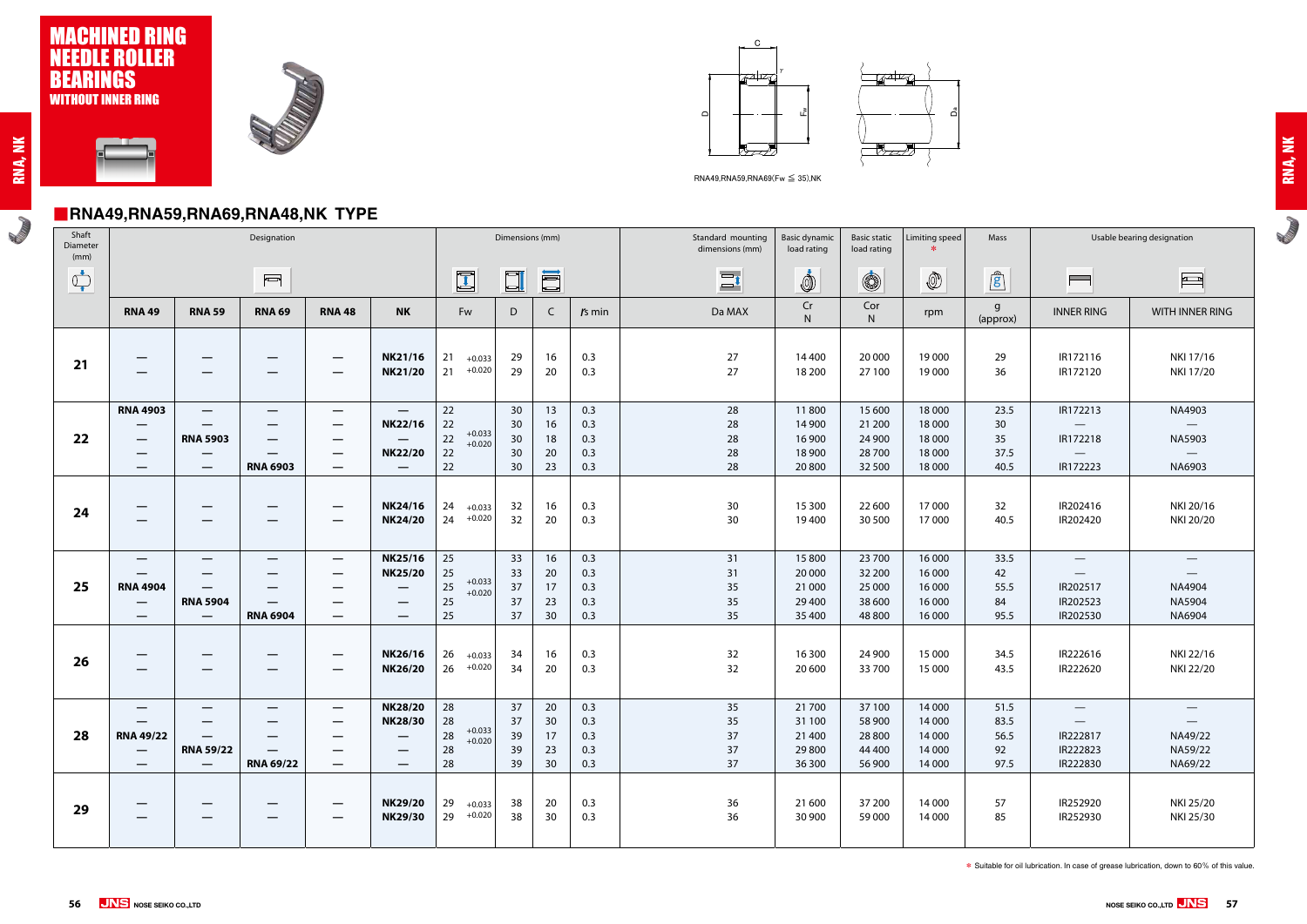# MACHINED RING NEEDLE ROLLER BEARINGS

**WITHOUT INNER RING**

RNA49,RNA59,RNA69(Fw ≦ 35),NK

## RNA49,RNA59,RNA69,RNA48,NK TYPE

| Shaft Diameter (mm) | Designation | | | | | Dimensions (mm) | | | | Standard mounting dimensions (mm) | Basic dynamic load rating | Basic static load rating | Limiting speed * | Mass | Usable bearing designation | |
|---|---|---|---|---|---|---|---|---|---|---|---|---|---|---|---|---|
| | RNA 49 | RNA 59 | RNA 69 | RNA 48 | NK | Fw | D | C | rs min | Da MAX | Cr N | Cor N | rpm | g (approx) | INNER RING | WITH INNER RING |
| 21 | — | — | — | — | NK21/16 | 21 +0.033/+0.020 | 29 | 16 | 0.3 | 27 | 14 400 | 20 000 | 19 000 | 29 | IR172116 | NKI 17/16 |
| | — | — | — | — | NK21/20 | 21 | 29 | 20 | 0.3 | 27 | 18 200 | 27 100 | 19 000 | 36 | IR172120 | NKI 17/20 |
| 22 | RNA 4903 | — | — | — | — | 22 +0.033/+0.020 | 30 | 13 | 0.3 | 28 | 11 800 | 15 600 | 18 000 | 23.5 | IR172213 | NA4903 |
| | — | — | — | — | NK22/16 | 22 | 30 | 16 | 0.3 | 28 | 14 900 | 21 200 | 18 000 | 30 | — | — |
| | — | RNA 5903 | — | — | — | 22 | 30 | 18 | 0.3 | 28 | 16 900 | 24 900 | 18 000 | 35 | IR172218 | NA5903 |
| | — | — | — | — | NK22/20 | 22 | 30 | 20 | 0.3 | 28 | 18 900 | 28 700 | 18 000 | 37.5 | — | — |
| | — | — | RNA 6903 | — | — | 22 | 30 | 23 | 0.3 | 28 | 20 800 | 32 500 | 18 000 | 40.5 | IR172223 | NA6903 |
| 24 | — | — | — | — | NK24/16 | 24 +0.033/+0.020 | 32 | 16 | 0.3 | 30 | 15 300 | 22 600 | 17 000 | 32 | IR202416 | NKI 20/16 |
| | — | — | — | — | NK24/20 | 24 | 32 | 20 | 0.3 | 30 | 19 400 | 30 500 | 17 000 | 40.5 | IR202420 | NKI 20/20 |
| 25 | — | — | — | — | NK25/16 | 25 +0.033/+0.020 | 33 | 16 | 0.3 | 31 | 15 800 | 23 700 | 16 000 | 33.5 | — | — |
| | — | — | — | — | NK25/20 | 25 | 33 | 20 | 0.3 | 31 | 20 000 | 32 200 | 16 000 | 42 | — | — |
| | RNA 4904 | — | — | — | — | 25 | 37 | 17 | 0.3 | 35 | 21 000 | 25 000 | 16 000 | 55.5 | IR202517 | NA4904 |
| | — | RNA 5904 | — | — | — | 25 | 37 | 23 | 0.3 | 35 | 29 400 | 38 600 | 16 000 | 84 | IR202523 | NA5904 |
| | — | — | RNA 6904 | — | — | 25 | 37 | 30 | 0.3 | 35 | 35 400 | 48 800 | 16 000 | 95.5 | IR202530 | NA6904 |
| 26 | — | — | — | — | NK26/16 | 26 +0.033/+0.020 | 34 | 16 | 0.3 | 32 | 16 300 | 24 900 | 15 000 | 34.5 | IR222616 | NKI 22/16 |
| | — | — | — | — | NK26/20 | 26 | 34 | 20 | 0.3 | 32 | 20 600 | 33 700 | 15 000 | 43.5 | IR222620 | NKI 22/20 |
| 28 | — | — | — | — | NK28/20 | 28 +0.033/+0.020 | 37 | 20 | 0.3 | 35 | 21 700 | 37 100 | 14 000 | 51.5 | — | — |
| | — | — | — | — | NK28/30 | 28 | 37 | 30 | 0.3 | 35 | 31 100 | 58 900 | 14 000 | 83.5 | — | — |
| | RNA 49/22 | — | — | — | — | 28 | 39 | 17 | 0.3 | 37 | 21 400 | 28 800 | 14 000 | 56.5 | IR222817 | NA49/22 |
| | — | RNA 59/22 | — | — | — | 28 | 39 | 23 | 0.3 | 37 | 29 800 | 44 400 | 14 000 | 92 | IR222823 | NA59/22 |
| | — | — | RNA 69/22 | — | — | 28 | 39 | 30 | 0.3 | 37 | 36 300 | 56 900 | 14 000 | 97.5 | IR222830 | NA69/22 |
| 29 | — | — | — | — | NK29/20 | 29 +0.033/+0.020 | 38 | 20 | 0.3 | 36 | 21 600 | 37 200 | 14 000 | 57 | IR252920 | NKI 25/20 |
| | — | — | — | — | NK29/30 | 29 | 38 | 30 | 0.3 | 36 | 30 900 | 59 000 | 14 000 | 85 | IR252930 | NKI 25/30 |

* Suitable for oil lubrication. In case of grease lubrication, down to 60% of this value.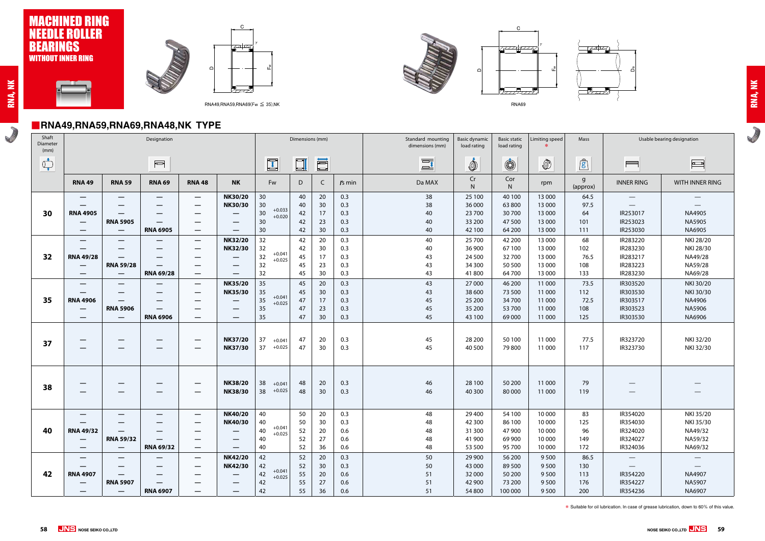# MACHINED RING NEEDLE ROLLER BEARINGS

WITHOUT INNER RING

RNA49,RNA59,RNA69(Fw ≦ 35),NK

RNA69

## RNA49,RNA59,RNA69,RNA48,NK TYPE

| Shaft Diameter (mm) | Designation | | | | | Dimensions (mm) | | | | Standard mounting dimensions (mm) | Basic dynamic load rating | Basic static load rating | Limiting speed * | Mass | Usable bearing designation | |
|---|---|---|---|---|---|---|---|---|---|---|---|---|---|---|---|---|
| | RNA 49 | RNA 59 | RNA 69 | RNA 48 | NK | Fw | D | C | rs min | Da MAX | Cr N | Cor N | rpm | g (approx) | INNER RING | WITH INNER RING |
| 30 | — | — | — | — | NK30/20 | 30 | 40 | 20 | 0.3 | 38 | 25 100 | 40 100 | 13 000 | 64.5 | — | — |
| | — | — | — | — | NK30/30 | 30 | 40 | 30 | 0.3 | 38 | 36 000 | 63 800 | 13 000 | 97.5 | — | — |
| | RNA 4905 | — | — | — | — | 30 +0.033/+0.020 | 42 | 17 | 0.3 | 40 | 23 700 | 30 700 | 13 000 | 64 | IR253017 | NA4905 |
| | — | RNA 5905 | — | — | — | 30 | 42 | 23 | 0.3 | 40 | 33 200 | 47 500 | 13 000 | 101 | IR253023 | NA5905 |
| | — | — | RNA 6905 | — | — | 30 | 42 | 30 | 0.3 | 40 | 42 100 | 64 200 | 13 000 | 111 | IR253030 | NA6905 |
| 32 | — | — | — | — | NK32/20 | 32 | 42 | 20 | 0.3 | 40 | 25 700 | 42 200 | 13 000 | 68 | IR283220 | NKI 28/20 |
| | — | — | — | — | NK32/30 | 32 | 42 | 30 | 0.3 | 40 | 36 900 | 67 100 | 13 000 | 102 | IR283230 | NKI 28/30 |
| | RNA 49/28 | — | — | — | — | 32 +0.041/+0.025 | 45 | 17 | 0.3 | 43 | 24 500 | 32 700 | 13 000 | 76.5 | IR283217 | NA49/28 |
| | — | RNA 59/28 | — | — | — | 32 | 45 | 23 | 0.3 | 43 | 34 300 | 50 500 | 13 000 | 108 | IR283223 | NA59/28 |
| | — | — | RNA 69/28 | — | — | 32 | 45 | 30 | 0.3 | 43 | 41 800 | 64 700 | 13 000 | 133 | IR283230 | NA69/28 |
| 35 | — | — | — | — | NK35/20 | 35 | 45 | 20 | 0.3 | 43 | 27 000 | 46 200 | 11 000 | 73.5 | IR303520 | NKI 30/20 |
| | — | — | — | — | NK35/30 | 35 | 45 | 30 | 0.3 | 43 | 38 600 | 73 500 | 11 000 | 112 | IR303530 | NKI 30/30 |
| | RNA 4906 | — | — | — | — | 35 +0.041/+0.025 | 47 | 17 | 0.3 | 45 | 25 200 | 34 700 | 11 000 | 72.5 | IR303517 | NA4906 |
| | — | RNA 5906 | — | — | — | 35 | 47 | 23 | 0.3 | 45 | 35 200 | 53 700 | 11 000 | 108 | IR303523 | NA5906 |
| | — | — | RNA 6906 | — | — | 35 | 47 | 30 | 0.3 | 45 | 43 100 | 69 000 | 11 000 | 125 | IR303530 | NA6906 |
| 37 | — | — | — | — | NK37/20 | 37 +0.041/+0.025 | 47 | 20 | 0.3 | 45 | 28 200 | 50 100 | 11 000 | 77.5 | IR323720 | NKI 32/20 |
| | — | — | — | — | NK37/30 | 37 | 47 | 30 | 0.3 | 45 | 40 500 | 79 800 | 11 000 | 117 | IR323730 | NKI 32/30 |
| 38 | — | — | — | — | NK38/20 | 38 +0.041/+0.025 | 48 | 20 | 0.3 | 46 | 28 100 | 50 200 | 11 000 | 79 | — | — |
| | — | — | — | — | NK38/30 | 38 | 48 | 30 | 0.3 | 46 | 40 300 | 80 000 | 11 000 | 119 | — | — |
| 40 | — | — | — | — | NK40/20 | 40 | 50 | 20 | 0.3 | 48 | 29 400 | 54 100 | 10 000 | 83 | IR354020 | NKI 35/20 |
| | — | — | — | — | NK40/30 | 40 | 50 | 30 | 0.3 | 48 | 42 300 | 86 100 | 10 000 | 125 | IR354030 | NKI 35/30 |
| | RNA 49/32 | — | — | — | — | 40 +0.041/+0.025 | 52 | 20 | 0.6 | 48 | 31 300 | 47 900 | 10 000 | 96 | IR324020 | NA49/32 |
| | — | RNA 59/32 | — | — | — | 40 | 52 | 27 | 0.6 | 48 | 41 900 | 69 900 | 10 000 | 149 | IR324027 | NA59/32 |
| | — | — | RNA 69/32 | — | — | 40 | 52 | 36 | 0.6 | 48 | 53 500 | 95 700 | 10 000 | 172 | IR324036 | NA69/32 |
| 42 | — | — | — | — | NK42/20 | 42 | 52 | 20 | 0.3 | 50 | 29 900 | 56 200 | 9 500 | 86.5 | — | — |
| | — | — | — | — | NK42/30 | 42 | 52 | 30 | 0.3 | 50 | 43 000 | 89 500 | 9 500 | 130 | — | — |
| | RNA 4907 | — | — | — | — | 42 +0.041/+0.025 | 55 | 20 | 0.6 | 51 | 32 000 | 50 200 | 9 500 | 113 | IR354220 | NA4907 |
| | — | RNA 5907 | — | — | — | 42 | 55 | 27 | 0.6 | 51 | 42 900 | 73 200 | 9 500 | 176 | IR354227 | NA5907 |
| | — | — | RNA 6907 | — | — | 42 | 55 | 36 | 0.6 | 51 | 54 800 | 100 000 | 9 500 | 200 | IR354236 | NA6907 |

* Suitable for oil lubrication. In case of grease lubrication, down to 60% of this value.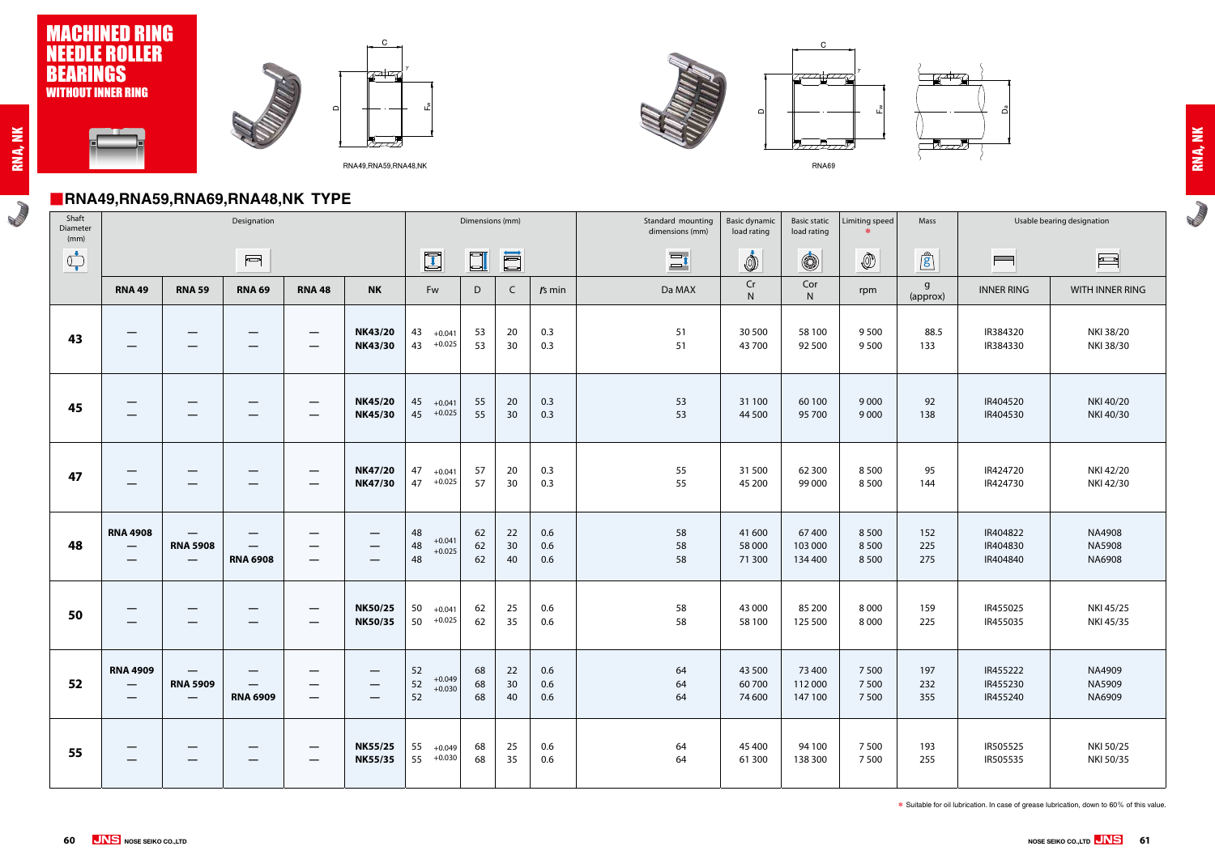# MACHINED RING NEEDLE ROLLER BEARINGS

**WITHOUT INNER RING**

RNA49,RNA59,RNA48,NK

RNA69

## RNA49,RNA59,RNA69,RNA48,NK TYPE

| Shaft Diameter (mm) | Designation | | | | | Dimensions (mm) | | | | Standard mounting dimensions (mm) | Basic dynamic load rating | Basic static load rating | Limiting speed * | Mass | Usable bearing designation | |
|---|---|---|---|---|---|---|---|---|---|---|---|---|---|---|---|---|
| | RNA 49 | RNA 59 | RNA 69 | RNA 48 | NK | Fw | D | C | rs min | Da MAX | Cr N | Cor N | rpm | g (approx) | INNER RING | WITH INNER RING |
| 43 | — | — | — | — | NK43/20 | 43 +0.041 +0.025 | 53 | 20 | 0.3 | 51 | 30 500 | 58 100 | 9 500 | 88.5 | IR384320 | NKI 38/20 |
| | — | — | — | — | NK43/30 | 43 | 53 | 30 | 0.3 | 51 | 43 700 | 92 500 | 9 500 | 133 | IR384330 | NKI 38/30 |
| 45 | — | — | — | — | NK45/20 | 45 +0.041 +0.025 | 55 | 20 | 0.3 | 53 | 31 100 | 60 100 | 9 000 | 92 | IR404520 | NKI 40/20 |
| | — | — | — | — | NK45/30 | 45 | 55 | 30 | 0.3 | 53 | 44 500 | 95 700 | 9 000 | 138 | IR404530 | NKI 40/30 |
| 47 | — | — | — | — | NK47/20 | 47 +0.041 +0.025 | 57 | 20 | 0.3 | 55 | 31 500 | 62 300 | 8 500 | 95 | IR424720 | NKI 42/20 |
| | — | — | — | — | NK47/30 | 47 | 57 | 30 | 0.3 | 55 | 45 200 | 99 000 | 8 500 | 144 | IR424730 | NKI 42/30 |
| 48 | RNA 4908 | — | — | — | — | 48 +0.041 +0.025 | 62 | 22 | 0.6 | 58 | 41 600 | 67 400 | 8 500 | 152 | IR404822 | NA4908 |
| | — | RNA 5908 | — | — | — | 48 | 62 | 30 | 0.6 | 58 | 58 000 | 103 000 | 8 500 | 225 | IR404830 | NA5908 |
| | — | — | RNA 6908 | — | — | 48 | 62 | 40 | 0.6 | 58 | 71 300 | 134 400 | 8 500 | 275 | IR404840 | NA6908 |
| 50 | — | — | — | — | NK50/25 | 50 +0.041 +0.025 | 62 | 25 | 0.6 | 58 | 43 000 | 85 200 | 8 000 | 159 | IR455025 | NKI 45/25 |
| | — | — | — | — | NK50/35 | 50 | 62 | 35 | 0.6 | 58 | 58 100 | 125 500 | 8 000 | 225 | IR455035 | NKI 45/35 |
| 52 | RNA 4909 | — | — | — | — | 52 +0.049 +0.030 | 68 | 22 | 0.6 | 64 | 43 500 | 73 400 | 7 500 | 197 | IR455222 | NA4909 |
| | — | RNA 5909 | — | — | — | 52 | 68 | 30 | 0.6 | 64 | 60 700 | 112 000 | 7 500 | 232 | IR455230 | NA5909 |
| | — | — | RNA 6909 | — | — | 52 | 68 | 40 | 0.6 | 64 | 74 600 | 147 100 | 7 500 | 355 | IR455240 | NA6909 |
| 55 | — | — | — | — | NK55/25 | 55 +0.049 +0.030 | 68 | 25 | 0.6 | 64 | 45 400 | 94 100 | 7 500 | 193 | IR505525 | NKI 50/25 |
| | — | — | — | — | NK55/35 | 55 | 68 | 35 | 0.6 | 64 | 61 300 | 138 300 | 7 500 | 255 | IR505535 | NKI 50/35 |

* Suitable for oil lubrication. In case of grease lubrication, down to 60% of this value.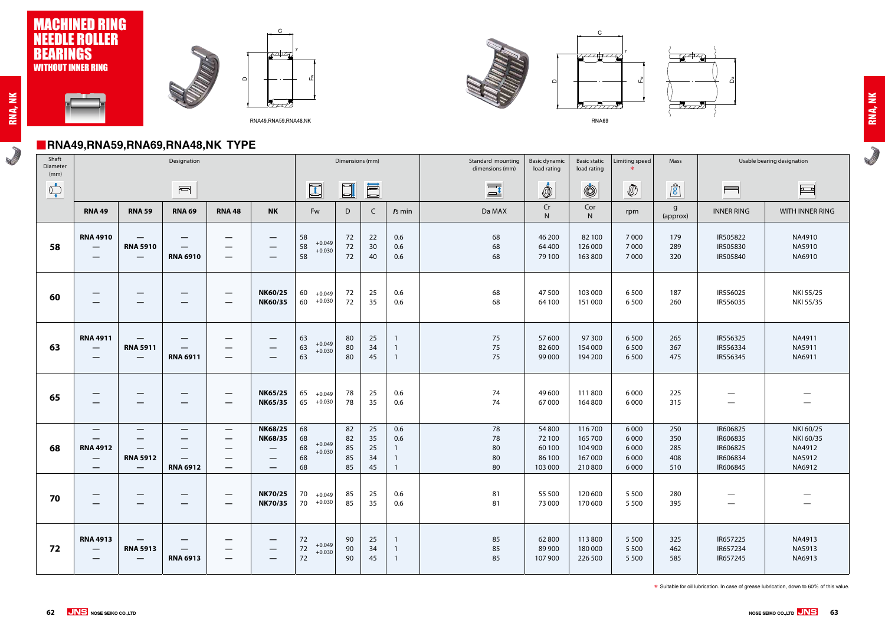# MACHINED RING NEEDLE ROLLER BEARINGS

WITHOUT INNER RING

RNA49,RNA59,RNA48,NK

RNA69

## RNA49,RNA59,RNA69,RNA48,NK TYPE

| Shaft Diameter (mm) | Designation | | | | | Dimensions (mm) | | | | Standard mounting dimensions (mm) | Basic dynamic load rating | Basic static load rating | Limiting speed * | Mass | Usable bearing designation | |
|---|---|---|---|---|---|---|---|---|---|---|---|---|---|---|---|---|
| | RNA 49 | RNA 59 | RNA 69 | RNA 48 | NK | Fw | D | C | rs min | Da MAX | Cr N | Cor N | rpm | g (approx) | INNER RING | WITH INNER RING |
| 58 | RNA 4910 | — | — | — | — | 58 +0.049/+0.030 | 72 | 22 | 0.6 | 68 | 46 200 | 82 100 | 7 000 | 179 | IR505822 | NA4910 |
| | — | RNA 5910 | — | — | — | 58 | 72 | 30 | 0.6 | 68 | 64 400 | 126 000 | 7 000 | 289 | IR505830 | NA5910 |
| | — | — | RNA 6910 | — | — | 58 | 72 | 40 | 0.6 | 68 | 79 100 | 163 800 | 7 000 | 320 | IR505840 | NA6910 |
| 60 | — | — | — | — | NK60/25 | 60 +0.049/+0.030 | 72 | 25 | 0.6 | 68 | 47 500 | 103 000 | 6 500 | 187 | IR556025 | NKI 55/25 |
| | — | — | — | — | NK60/35 | 60 | 72 | 35 | 0.6 | 68 | 64 100 | 151 000 | 6 500 | 260 | IR556035 | NKI 55/35 |
| 63 | RNA 4911 | — | — | — | — | 63 +0.049/+0.030 | 80 | 25 | 1 | 75 | 57 600 | 97 300 | 6 500 | 265 | IR556325 | NA4911 |
| | — | RNA 5911 | — | — | — | 63 | 80 | 34 | 1 | 75 | 82 600 | 154 000 | 6 500 | 367 | IR556334 | NA5911 |
| | — | — | RNA 6911 | — | — | 63 | 80 | 45 | 1 | 75 | 99 000 | 194 200 | 6 500 | 475 | IR556345 | NA6911 |
| 65 | — | — | — | — | NK65/25 | 65 +0.049/+0.030 | 78 | 25 | 0.6 | 74 | 49 600 | 111 800 | 6 000 | 225 | — | — |
| | — | — | — | — | NK65/35 | 65 | 78 | 35 | 0.6 | 74 | 67 000 | 164 800 | 6 000 | 315 | — | — |
| 68 | — | — | — | — | NK68/25 | 68 +0.049/+0.030 | 82 | 25 | 0.6 | 78 | 54 800 | 116 700 | 6 000 | 250 | IR606825 | NKI 60/25 |
| | — | — | — | — | NK68/35 | 68 | 82 | 35 | 0.6 | 78 | 72 100 | 165 700 | 6 000 | 350 | IR606835 | NKI 60/35 |
| | RNA 4912 | — | — | — | — | 68 | 85 | 25 | 1 | 80 | 60 100 | 104 900 | 6 000 | 285 | IR606825 | NA4912 |
| | — | RNA 5912 | — | — | — | 68 | 85 | 34 | 1 | 80 | 86 100 | 167 000 | 6 000 | 408 | IR606834 | NA5912 |
| | — | — | RNA 6912 | — | — | 68 | 85 | 45 | 1 | 80 | 103 000 | 210 800 | 6 000 | 510 | IR606845 | NA6912 |
| 70 | — | — | — | — | NK70/25 | 70 +0.049/+0.030 | 85 | 25 | 0.6 | 81 | 55 500 | 120 600 | 5 500 | 280 | — | — |
| | — | — | — | — | NK70/35 | 70 | 85 | 35 | 0.6 | 81 | 73 000 | 170 600 | 5 500 | 395 | — | — |
| 72 | RNA 4913 | — | — | — | — | 72 +0.049/+0.030 | 90 | 25 | 1 | 85 | 62 800 | 113 800 | 5 500 | 325 | IR657225 | NA4913 |
| | — | RNA 5913 | — | — | — | 72 | 90 | 34 | 1 | 85 | 89 900 | 180 000 | 5 500 | 462 | IR657234 | NA5913 |
| | — | — | RNA 6913 | — | — | 72 | 90 | 45 | 1 | 85 | 107 900 | 226 500 | 5 500 | 585 | IR657245 | NA6913 |

* Suitable for oil lubrication. In case of grease lubrication, down to 60% of this value.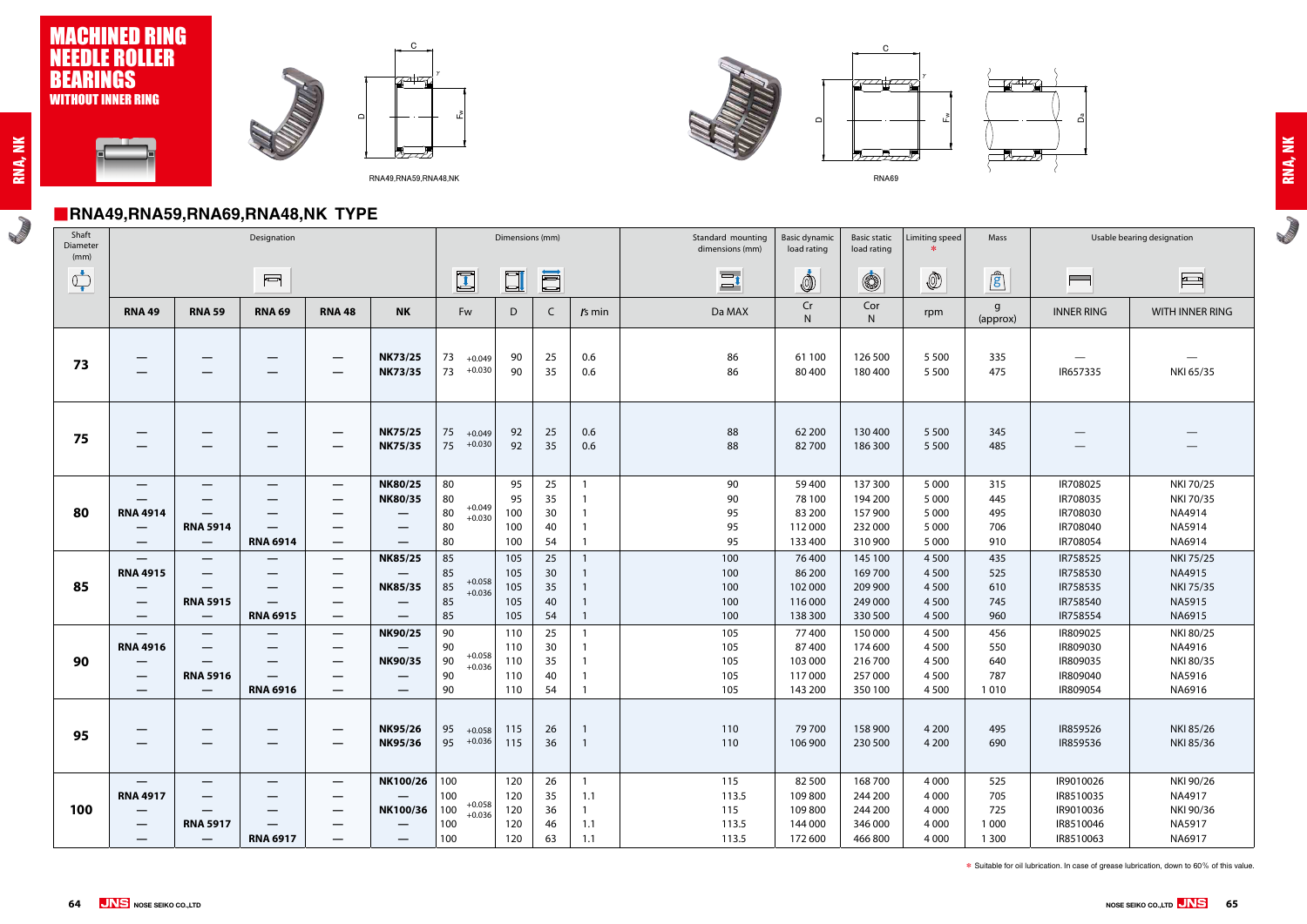# MACHINED RING NEEDLE ROLLER BEARINGS

WITHOUT INNER RING

RNA49,RNA59,RNA48,NK

RNA69

## RNA49,RNA59,RNA69,RNA48,NK TYPE

| Shaft Diameter (mm) | Designation | | | | | Dimensions (mm) | | | | Standard mounting dimensions (mm) | Basic dynamic load rating | Basic static load rating | Limiting speed * | Mass | Usable bearing designation | |
|---|---|---|---|---|---|---|---|---|---|---|---|---|---|---|---|---|
| | RNA 49 | RNA 59 | RNA 69 | RNA 48 | NK | Fw | D | C | rs min | Da MAX | Cr N | Cor N | rpm | g (approx) | INNER RING | WITH INNER RING |
| 73 | — | — | — | — | NK73/25 | 73 +0.049 +0.030 | 90 | 25 | 0.6 | 86 | 61 100 | 126 500 | 5 500 | 335 | — | — |
| | — | — | — | — | NK73/35 | 73 | 90 | 35 | 0.6 | 86 | 80 400 | 180 400 | 5 500 | 475 | IR657335 | NKI 65/35 |
| 75 | — | — | — | — | NK75/25 | 75 +0.049 +0.030 | 92 | 25 | 0.6 | 88 | 62 200 | 130 400 | 5 500 | 345 | — | — |
| | — | — | — | — | NK75/35 | 75 | 92 | 35 | 0.6 | 88 | 82 700 | 186 300 | 5 500 | 485 | — | — |
| 80 | — | — | — | — | NK80/25 | 80 | 95 | 25 | 1 | 90 | 59 400 | 137 300 | 5 000 | 315 | IR708025 | NKI 70/25 |
| | — | — | — | — | NK80/35 | 80 | 95 | 35 | 1 | 90 | 78 100 | 194 200 | 5 000 | 445 | IR708035 | NKI 70/35 |
| | RNA 4914 | — | — | — | — | 80 +0.049 +0.030 | 100 | 30 | 1 | 95 | 83 200 | 157 900 | 5 000 | 495 | IR708030 | NA4914 |
| | — | RNA 5914 | — | — | — | 80 | 100 | 40 | 1 | 95 | 112 000 | 232 000 | 5 000 | 706 | IR708040 | NA5914 |
| | — | — | RNA 6914 | — | — | 80 | 100 | 54 | 1 | 95 | 133 400 | 310 900 | 5 000 | 910 | IR708054 | NA6914 |
| 85 | — | — | — | — | NK85/25 | 85 | 105 | 25 | 1 | 100 | 76 400 | 145 100 | 4 500 | 435 | IR758525 | NKI 75/25 |
| | RNA 4915 | — | — | — | — | 85 | 105 | 30 | 1 | 100 | 86 200 | 169 700 | 4 500 | 525 | IR758530 | NA4915 |
| | — | — | — | — | NK85/35 | 85 +0.058 +0.036 | 105 | 35 | 1 | 100 | 102 000 | 209 900 | 4 500 | 610 | IR758535 | NKI 75/35 |
| | — | RNA 5915 | — | — | — | 85 | 105 | 40 | 1 | 100 | 116 000 | 249 000 | 4 500 | 745 | IR758540 | NA5915 |
| | — | — | RNA 6915 | — | — | 85 | 105 | 54 | 1 | 100 | 138 300 | 330 500 | 4 500 | 960 | IR758554 | NA6915 |
| 90 | — | — | — | — | NK90/25 | 90 | 110 | 25 | 1 | 105 | 77 400 | 150 000 | 4 500 | 456 | IR809025 | NKI 80/25 |
| | RNA 4916 | — | — | — | — | 90 | 110 | 30 | 1 | 105 | 87 400 | 174 600 | 4 500 | 550 | IR809030 | NA4916 |
| | — | — | — | — | NK90/35 | 90 +0.058 +0.036 | 110 | 35 | 1 | 105 | 103 000 | 216 700 | 4 500 | 640 | IR809035 | NKI 80/35 |
| | — | RNA 5916 | — | — | — | 90 | 110 | 40 | 1 | 105 | 117 000 | 257 000 | 4 500 | 787 | IR809040 | NA5916 |
| | — | — | RNA 6916 | — | — | 90 | 110 | 54 | 1 | 105 | 143 200 | 350 100 | 4 500 | 1 010 | IR809054 | NA6916 |
| 95 | — | — | — | — | NK95/26 | 95 +0.058 +0.036 | 115 | 26 | 1 | 110 | 79 700 | 158 900 | 4 200 | 495 | IR859526 | NKI 85/26 |
| | — | — | — | — | NK95/36 | 95 | 115 | 36 | 1 | 110 | 106 900 | 230 500 | 4 200 | 690 | IR859536 | NKI 85/36 |
| 100 | — | — | — | — | NK100/26 | 100 | 120 | 26 | 1 | 115 | 82 500 | 168 700 | 4 000 | 525 | IR9010026 | NKI 90/26 |
| | RNA 4917 | — | — | — | — | 100 | 120 | 35 | 1.1 | 113.5 | 109 800 | 244 200 | 4 000 | 705 | IR8510035 | NA4917 |
| | — | — | — | — | NK100/36 | 100 +0.058 +0.036 | 120 | 36 | 1 | 115 | 109 800 | 244 200 | 4 000 | 725 | IR9010036 | NKI 90/36 |
| | — | RNA 5917 | — | — | — | 100 | 120 | 46 | 1.1 | 113.5 | 144 000 | 346 000 | 4 000 | 1 000 | IR8510046 | NA5917 |
| | — | — | RNA 6917 | — | — | 100 | 120 | 63 | 1.1 | 113.5 | 172 600 | 466 800 | 4 000 | 1 300 | IR8510063 | NA6917 |

* Suitable for oil lubrication. In case of grease lubrication, down to 60% of this value.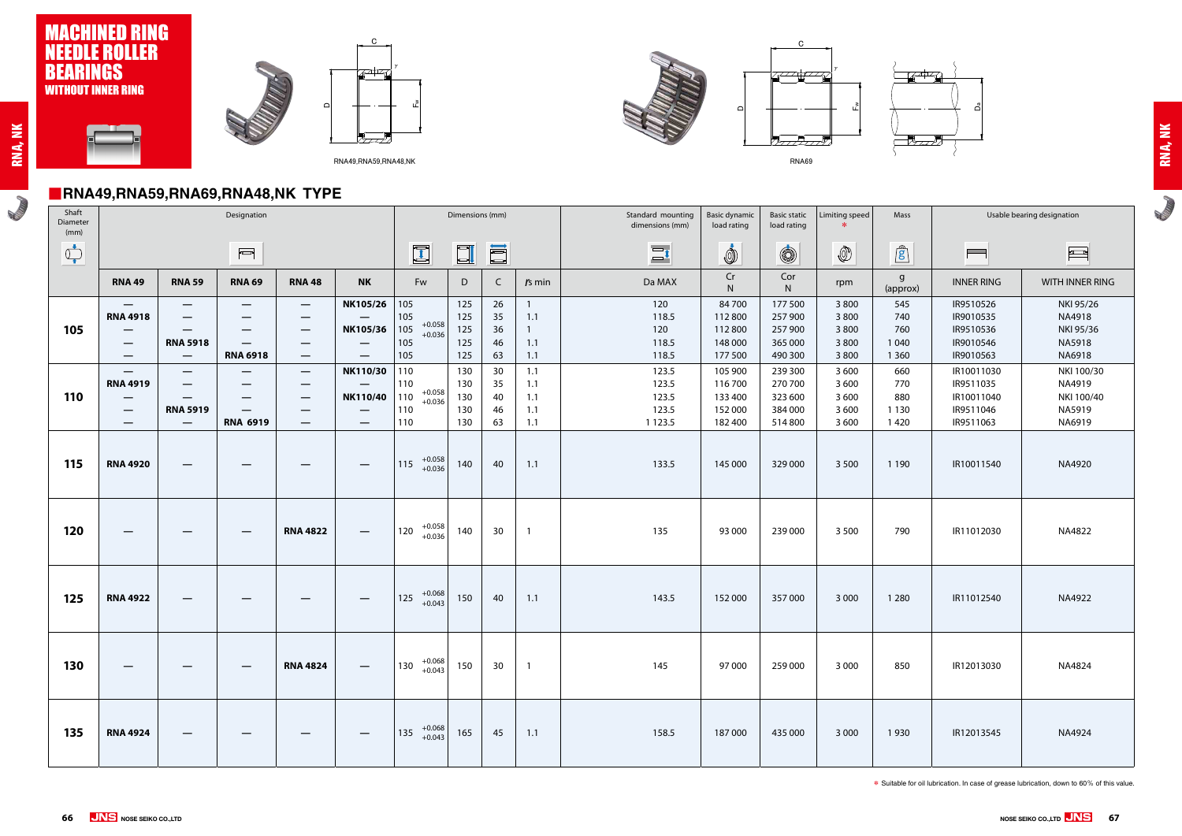# MACHINED RING NEEDLE ROLLER BEARINGS

WITHOUT INNER RING

RNA49,RNA59,RNA48,NK

RNA69

## RNA49,RNA59,RNA69,RNA48,NK TYPE

| Shaft Diameter (mm) | Designation | | | | | Dimensions (mm) | | | | Standard mounting dimensions (mm) | Basic dynamic load rating | Basic static load rating | Limiting speed * | Mass | Usable bearing designation | |
|---|---|---|---|---|---|---|---|---|---|---|---|---|---|---|---|---|
| | RNA 49 | RNA 59 | RNA 69 | RNA 48 | NK | Fw | | D | C | rs min | Da MAX | Cr N | Cor N | rpm | g (approx) | INNER RING | WITH INNER RING |
| 105 | — | — | — | — | NK105/26 | 105 | +0.058 +0.036 | 125 | 26 | 1 | 120 | 84 700 | 177 500 | 3 800 | 545 | IR9510526 | NKI 95/26 |
| | RNA 4918 | — | — | — | — | 105 | | 125 | 35 | 1.1 | 118.5 | 112 800 | 257 900 | 3 800 | 740 | IR9010535 | NA4918 |
| | — | — | — | — | NK105/36 | 105 | | 125 | 36 | 1 | 120 | 112 800 | 257 900 | 3 800 | 760 | IR9510536 | NKI 95/36 |
| | — | RNA 5918 | — | — | — | 105 | | 125 | 46 | 1.1 | 118.5 | 148 000 | 365 000 | 3 800 | 1 040 | IR9010546 | NA5918 |
| | — | — | RNA 6918 | — | — | 105 | | 125 | 63 | 1.1 | 118.5 | 177 500 | 490 300 | 3 800 | 1 360 | IR9010563 | NA6918 |
| 110 | — | — | — | — | NK110/30 | 110 | +0.058 +0.036 | 130 | 30 | 1.1 | 123.5 | 105 900 | 239 300 | 3 600 | 660 | IR10011030 | NKI 100/30 |
| | RNA 4919 | — | — | — | — | 110 | | 130 | 35 | 1.1 | 123.5 | 116 700 | 270 700 | 3 600 | 770 | IR9511035 | NA4919 |
| | — | — | — | — | NK110/40 | 110 | | 130 | 40 | 1.1 | 123.5 | 133 400 | 323 600 | 3 600 | 880 | IR10011040 | NKI 100/40 |
| | — | RNA 5919 | — | — | — | 110 | | 130 | 46 | 1.1 | 123.5 | 152 000 | 384 000 | 3 600 | 1 130 | IR9511046 | NA5919 |
| | — | — | RNA 6919 | — | — | 110 | | 130 | 63 | 1.1 | 1 123.5 | 182 400 | 514 800 | 3 600 | 1 420 | IR9511063 | NA6919 |
| 115 | RNA 4920 | — | — | — | — | 115 | +0.058 +0.036 | 140 | 40 | 1.1 | 133.5 | 145 000 | 329 000 | 3 500 | 1 190 | IR10011540 | NA4920 |
| 120 | — | — | — | RNA 4822 | — | 120 | +0.058 +0.036 | 140 | 30 | 1 | 135 | 93 000 | 239 000 | 3 500 | 790 | IR11012030 | NA4822 |
| 125 | RNA 4922 | — | — | — | — | 125 | +0.068 +0.043 | 150 | 40 | 1.1 | 143.5 | 152 000 | 357 000 | 3 000 | 1 280 | IR11012540 | NA4922 |
| 130 | — | — | — | RNA 4824 | — | 130 | +0.068 +0.043 | 150 | 30 | 1 | 145 | 97 000 | 259 000 | 3 000 | 850 | IR12013030 | NA4824 |
| 135 | RNA 4924 | — | — | — | — | 135 | +0.068 +0.043 | 165 | 45 | 1.1 | 158.5 | 187 000 | 435 000 | 3 000 | 1 930 | IR12013545 | NA4924 |

* Suitable for oil lubrication. In case of grease lubrication, down to 60% of this value.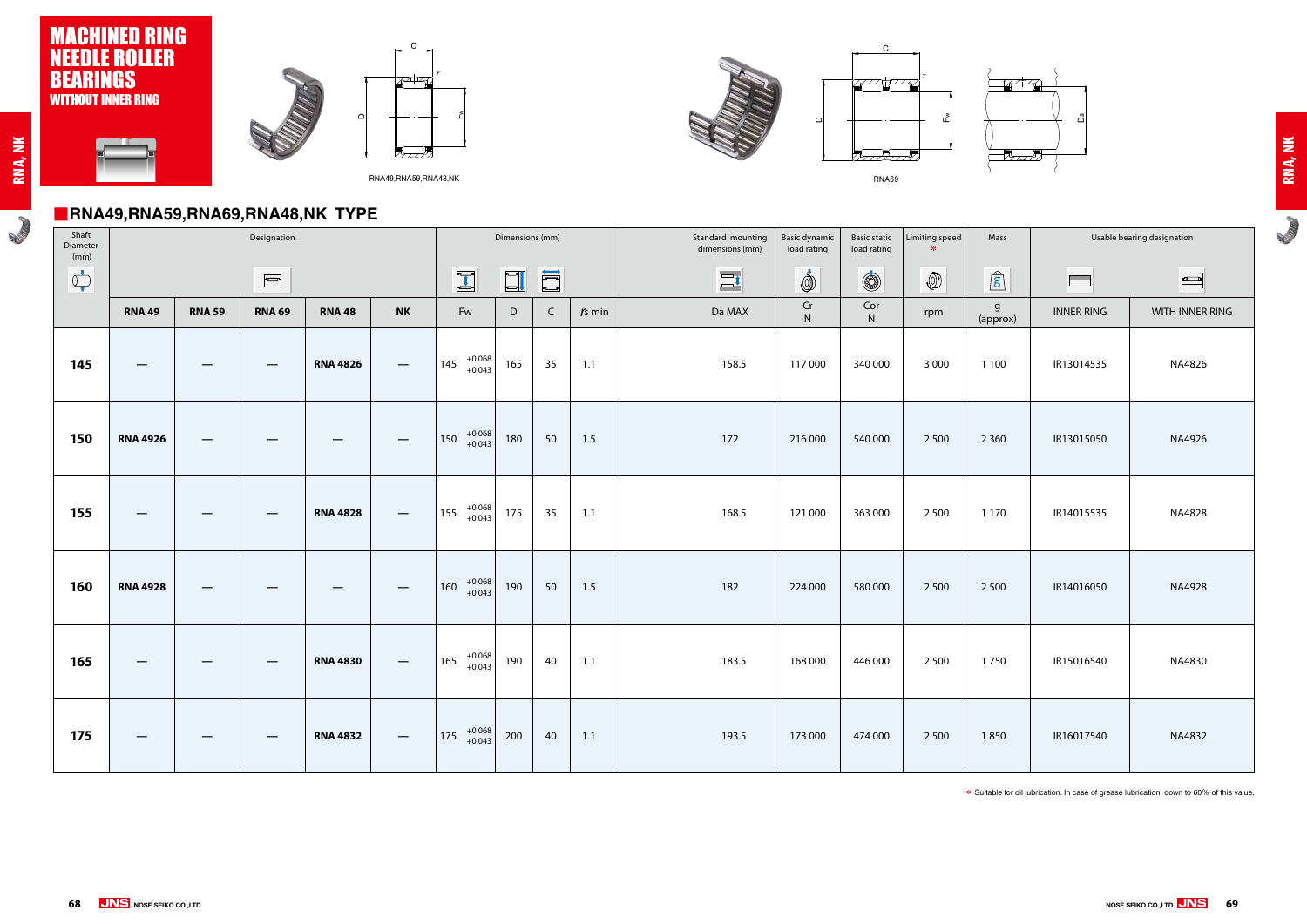# MACHINED RING NEEDLE ROLLER BEARINGS

WITHOUT INNER RING

RNA49,RNA59,RNA48,NK

RNA69

## RNA49,RNA59,RNA69,RNA48,NK TYPE

| Shaft Diameter (mm) | Designation | | | | | Dimensions (mm) | | | | Standard mounting dimensions (mm) | Basic dynamic load rating | Basic static load rating | Limiting speed * | Mass | Usable bearing designation | |
|---|---|---|---|---|---|---|---|---|---|---|---|---|---|---|---|---|
| | RNA 49 | RNA 59 | RNA 69 | RNA 48 | NK | Fw | D | C | rs min | Da MAX | Cr N | Cor N | rpm | g (approx) | INNER RING | WITH INNER RING |
| 145 | — | — | — | RNA 4826 | — | 145 $^{+0.068}_{+0.043}$ | 165 | 35 | 1.1 | 158.5 | 117 000 | 340 000 | 3 000 | 1 100 | IR13014535 | NA4826 |
| 150 | RNA 4926 | — | — | — | — | 150 $^{+0.068}_{+0.043}$ | 180 | 50 | 1.5 | 172 | 216 000 | 540 000 | 2 500 | 2 360 | IR13015050 | NA4926 |
| 155 | — | — | — | RNA 4828 | — | 155 $^{+0.068}_{+0.043}$ | 175 | 35 | 1.1 | 168.5 | 121 000 | 363 000 | 2 500 | 1 170 | IR14015535 | NA4828 |
| 160 | RNA 4928 | — | — | — | — | 160 $^{+0.068}_{+0.043}$ | 190 | 50 | 1.5 | 182 | 224 000 | 580 000 | 2 500 | 2 500 | IR14016050 | NA4928 |
| 165 | — | — | — | RNA 4830 | — | 165 $^{+0.068}_{+0.043}$ | 190 | 40 | 1.1 | 183.5 | 168 000 | 446 000 | 2 500 | 1 750 | IR15016540 | NA4830 |
| 175 | — | — | — | RNA 4832 | — | 175 $^{+0.068}_{+0.043}$ | 200 | 40 | 1.1 | 193.5 | 173 000 | 474 000 | 2 500 | 1 850 | IR16017540 | NA4832 |

* Suitable for oil lubrication. In case of grease lubrication, down to 60% of this value.